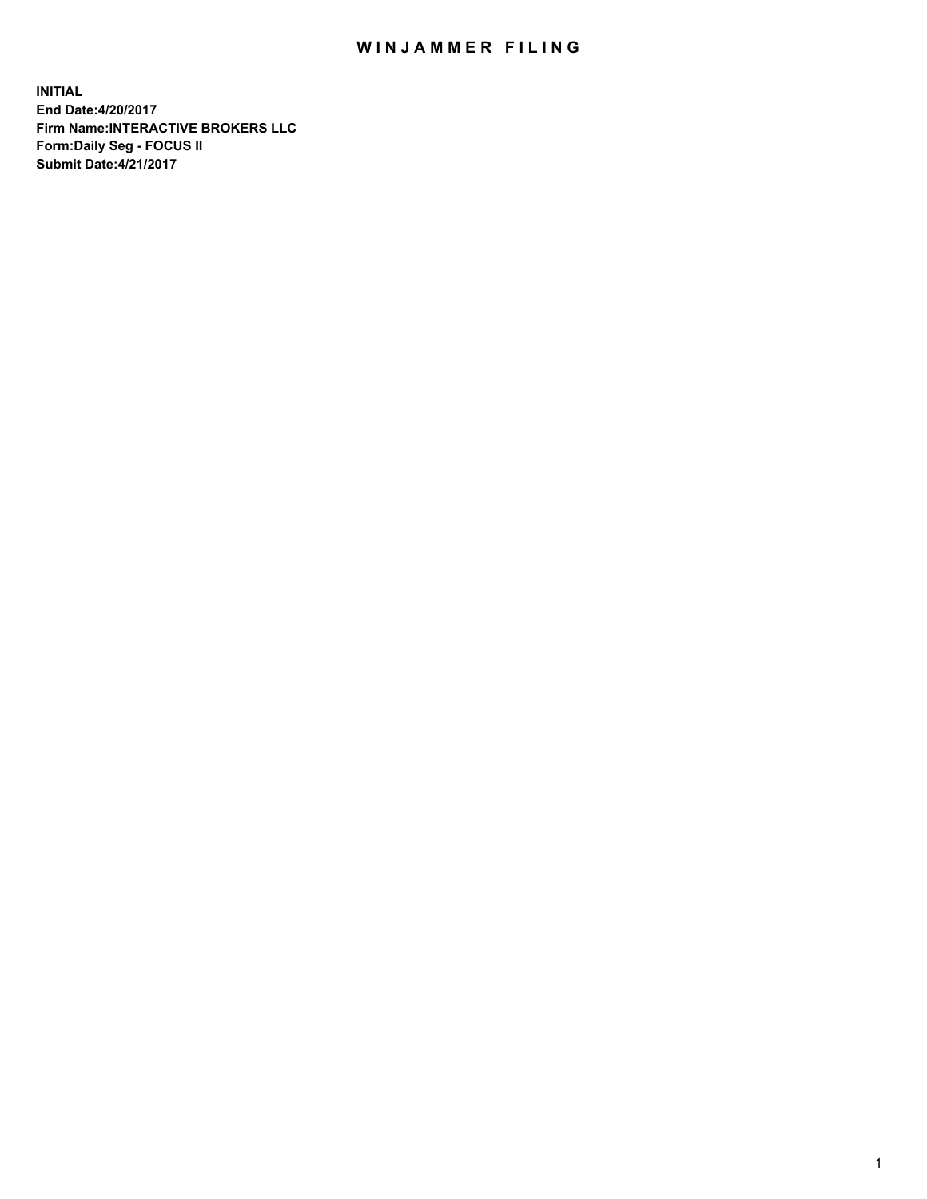# WINJAMMER FILING

**INITIAL**
**End Date:4/20/2017**
**Firm Name:INTERACTIVE BROKERS LLC**
**Form:Daily Seg - FOCUS II**
**Submit Date:4/21/2017**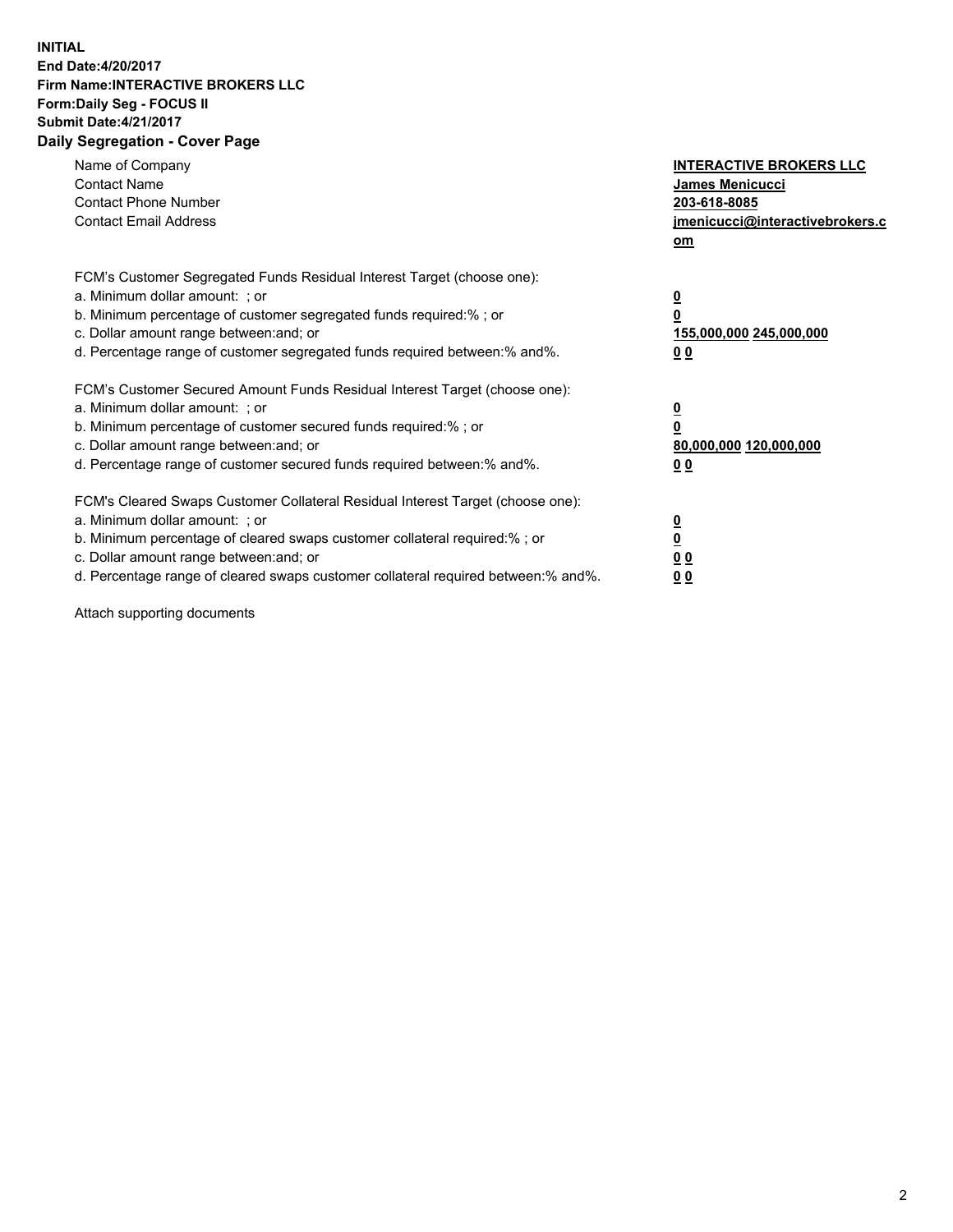**INITIAL**
**End Date:4/20/2017**
**Firm Name:INTERACTIVE BROKERS LLC**
**Form:Daily Seg - FOCUS II**
**Submit Date:4/21/2017**
**Daily Segregation - Cover Page**

| | |
|---|---|
| Name of Company | **INTERACTIVE BROKERS LLC** |
| Contact Name | **James Menicucci** |
| Contact Phone Number | **203-618-8085** |
| Contact Email Address | **jmenicucci@interactivebrokers.com** |

FCM's Customer Segregated Funds Residual Interest Target (choose one):

| | |
|---|---|
| a. Minimum dollar amount: ; or | **0** |
| b. Minimum percentage of customer segregated funds required:% ; or | **0** |
| c. Dollar amount range between:and; or | **155,000,000 245,000,000** |
| d. Percentage range of customer segregated funds required between:% and%. | **0 0** |

FCM's Customer Secured Amount Funds Residual Interest Target (choose one):

| | |
|---|---|
| a. Minimum dollar amount: ; or | **0** |
| b. Minimum percentage of customer secured funds required:% ; or | **0** |
| c. Dollar amount range between:and; or | **80,000,000 120,000,000** |
| d. Percentage range of customer secured funds required between:% and%. | **0 0** |

FCM's Cleared Swaps Customer Collateral Residual Interest Target (choose one):

| | |
|---|---|
| a. Minimum dollar amount: ; or | **0** |
| b. Minimum percentage of cleared swaps customer collateral required:% ; or | **0** |
| c. Dollar amount range between:and; or | **0 0** |
| d. Percentage range of cleared swaps customer collateral required between:% and%. | **0 0** |

Attach supporting documents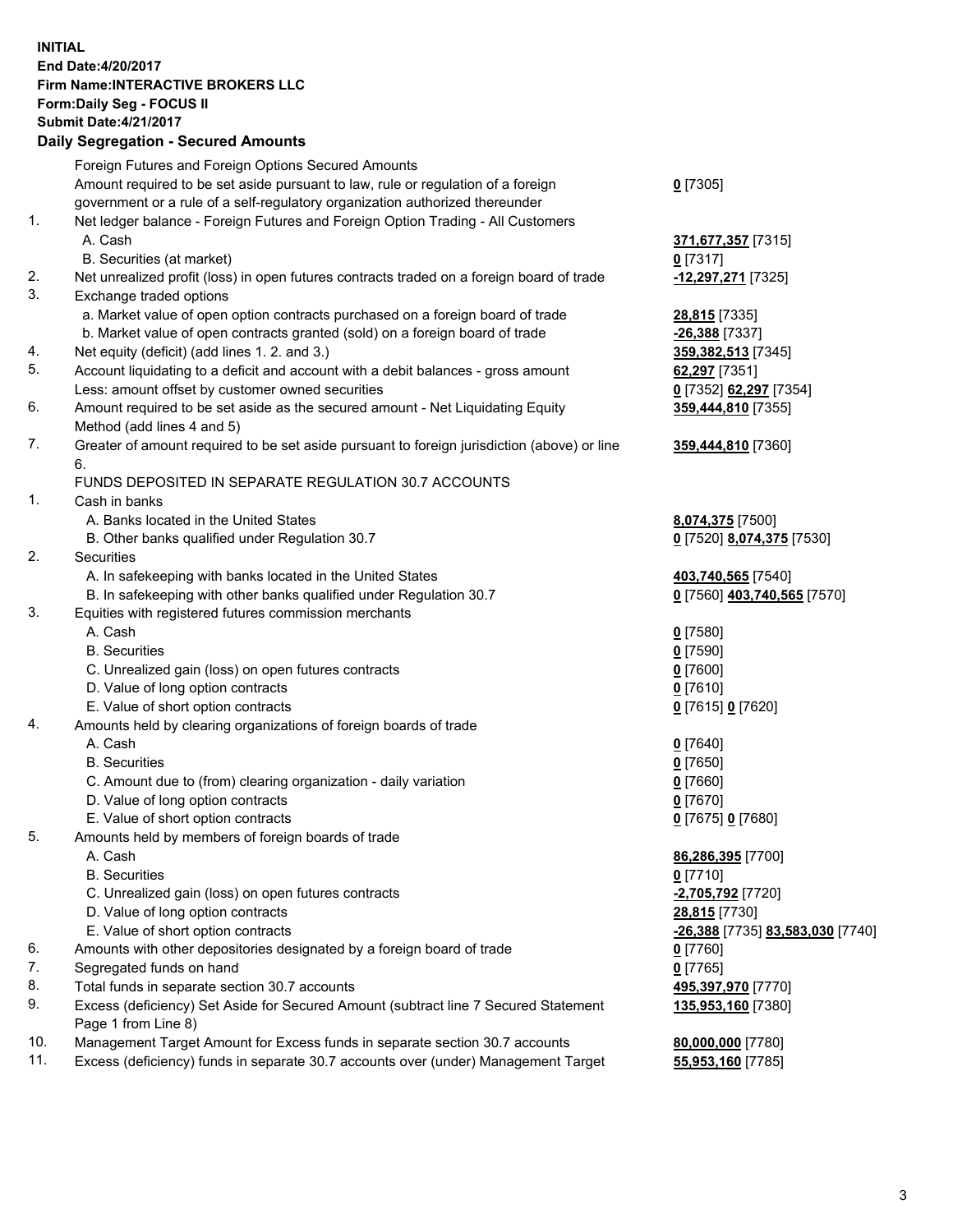**INITIAL**
**End Date:4/20/2017**
**Firm Name:INTERACTIVE BROKERS LLC**
**Form:Daily Seg - FOCUS II**
**Submit Date:4/21/2017**
**Daily Segregation - Secured Amounts**

| | | |
|---|---|---|
| | Foreign Futures and Foreign Options Secured Amounts | |
| | Amount required to be set aside pursuant to law, rule or regulation of a foreign government or a rule of a self-regulatory organization authorized thereunder | **0** [7305] |
| 1. | Net ledger balance - Foreign Futures and Foreign Option Trading - All Customers | |
| | A. Cash | **371,677,357** [7315] |
| | B. Securities (at market) | **0** [7317] |
| 2. | Net unrealized profit (loss) in open futures contracts traded on a foreign board of trade | **-12,297,271** [7325] |
| 3. | Exchange traded options | |
| | a. Market value of open option contracts purchased on a foreign board of trade | **28,815** [7335] |
| | b. Market value of open contracts granted (sold) on a foreign board of trade | **-26,388** [7337] |
| 4. | Net equity (deficit) (add lines 1. 2. and 3.) | **359,382,513** [7345] |
| 5. | Account liquidating to a deficit and account with a debit balances - gross amount | **62,297** [7351] |
| | Less: amount offset by customer owned securities | **0** [7352] **62,297** [7354] |
| 6. | Amount required to be set aside as the secured amount - Net Liquidating Equity Method (add lines 4 and 5) | **359,444,810** [7355] |
| 7. | Greater of amount required to be set aside pursuant to foreign jurisdiction (above) or line 6. | **359,444,810** [7360] |
| | FUNDS DEPOSITED IN SEPARATE REGULATION 30.7 ACCOUNTS | |
| 1. | Cash in banks | |
| | A. Banks located in the United States | **8,074,375** [7500] |
| | B. Other banks qualified under Regulation 30.7 | **0** [7520] **8,074,375** [7530] |
| 2. | Securities | |
| | A. In safekeeping with banks located in the United States | **403,740,565** [7540] |
| | B. In safekeeping with other banks qualified under Regulation 30.7 | **0** [7560] **403,740,565** [7570] |
| 3. | Equities with registered futures commission merchants | |
| | A. Cash | **0** [7580] |
| | B. Securities | **0** [7590] |
| | C. Unrealized gain (loss) on open futures contracts | **0** [7600] |
| | D. Value of long option contracts | **0** [7610] |
| | E. Value of short option contracts | **0** [7615] **0** [7620] |
| 4. | Amounts held by clearing organizations of foreign boards of trade | |
| | A. Cash | **0** [7640] |
| | B. Securities | **0** [7650] |
| | C. Amount due to (from) clearing organization - daily variation | **0** [7660] |
| | D. Value of long option contracts | **0** [7670] |
| | E. Value of short option contracts | **0** [7675] **0** [7680] |
| 5. | Amounts held by members of foreign boards of trade | |
| | A. Cash | **86,286,395** [7700] |
| | B. Securities | **0** [7710] |
| | C. Unrealized gain (loss) on open futures contracts | **-2,705,792** [7720] |
| | D. Value of long option contracts | **28,815** [7730] |
| | E. Value of short option contracts | **-26,388** [7735] **83,583,030** [7740] |
| 6. | Amounts with other depositories designated by a foreign board of trade | **0** [7760] |
| 7. | Segregated funds on hand | **0** [7765] |
| 8. | Total funds in separate section 30.7 accounts | **495,397,970** [7770] |
| 9. | Excess (deficiency) Set Aside for Secured Amount (subtract line 7 Secured Statement Page 1 from Line 8) | **135,953,160** [7380] |
| 10. | Management Target Amount for Excess funds in separate section 30.7 accounts | **80,000,000** [7780] |
| 11. | Excess (deficiency) funds in separate 30.7 accounts over (under) Management Target | **55,953,160** [7785] |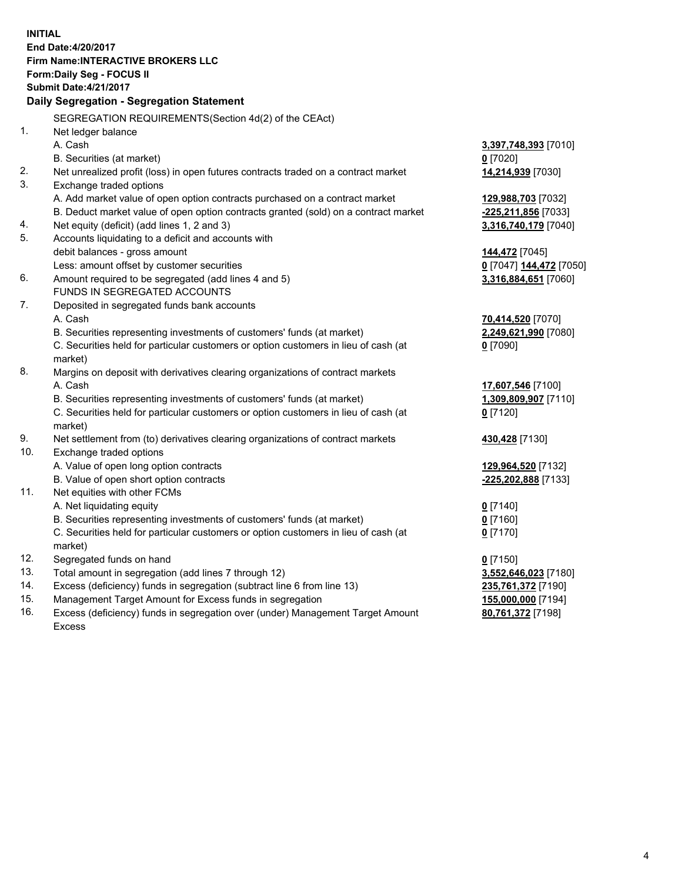**INITIAL**
**End Date:4/20/2017**
**Firm Name:INTERACTIVE BROKERS LLC**
**Form:Daily Seg - FOCUS II**
**Submit Date:4/21/2017**

## Daily Segregation - Segregation Statement

| | | |
|---|---|---|
| | SEGREGATION REQUIREMENTS(Section 4d(2) of the CEAct) | |
| 1. | Net ledger balance | |
| | A. Cash | **3,397,748,393** [7010] |
| | B. Securities (at market) | **0** [7020] |
| 2. | Net unrealized profit (loss) in open futures contracts traded on a contract market | **14,214,939** [7030] |
| 3. | Exchange traded options | |
| | A. Add market value of open option contracts purchased on a contract market | **129,988,703** [7032] |
| | B. Deduct market value of open option contracts granted (sold) on a contract market | **-225,211,856** [7033] |
| 4. | Net equity (deficit) (add lines 1, 2 and 3) | **3,316,740,179** [7040] |
| 5. | Accounts liquidating to a deficit and accounts with | |
| | debit balances - gross amount | **144,472** [7045] |
| | Less: amount offset by customer securities | **0** [7047] **144,472** [7050] |
| 6. | Amount required to be segregated (add lines 4 and 5) | **3,316,884,651** [7060] |
| | FUNDS IN SEGREGATED ACCOUNTS | |
| 7. | Deposited in segregated funds bank accounts | |
| | A. Cash | **70,414,520** [7070] |
| | B. Securities representing investments of customers' funds (at market) | **2,249,621,990** [7080] |
| | C. Securities held for particular customers or option customers in lieu of cash (at market) | **0** [7090] |
| 8. | Margins on deposit with derivatives clearing organizations of contract markets | |
| | A. Cash | **17,607,546** [7100] |
| | B. Securities representing investments of customers' funds (at market) | **1,309,809,907** [7110] |
| | C. Securities held for particular customers or option customers in lieu of cash (at market) | **0** [7120] |
| 9. | Net settlement from (to) derivatives clearing organizations of contract markets | **430,428** [7130] |
| 10. | Exchange traded options | |
| | A. Value of open long option contracts | **129,964,520** [7132] |
| | B. Value of open short option contracts | **-225,202,888** [7133] |
| 11. | Net equities with other FCMs | |
| | A. Net liquidating equity | **0** [7140] |
| | B. Securities representing investments of customers' funds (at market) | **0** [7160] |
| | C. Securities held for particular customers or option customers in lieu of cash (at market) | **0** [7170] |
| 12. | Segregated funds on hand | **0** [7150] |
| 13. | Total amount in segregation (add lines 7 through 12) | **3,552,646,023** [7180] |
| 14. | Excess (deficiency) funds in segregation (subtract line 6 from line 13) | **235,761,372** [7190] |
| 15. | Management Target Amount for Excess funds in segregation | **155,000,000** [7194] |
| 16. | Excess (deficiency) funds in segregation over (under) Management Target Amount Excess | **80,761,372** [7198] |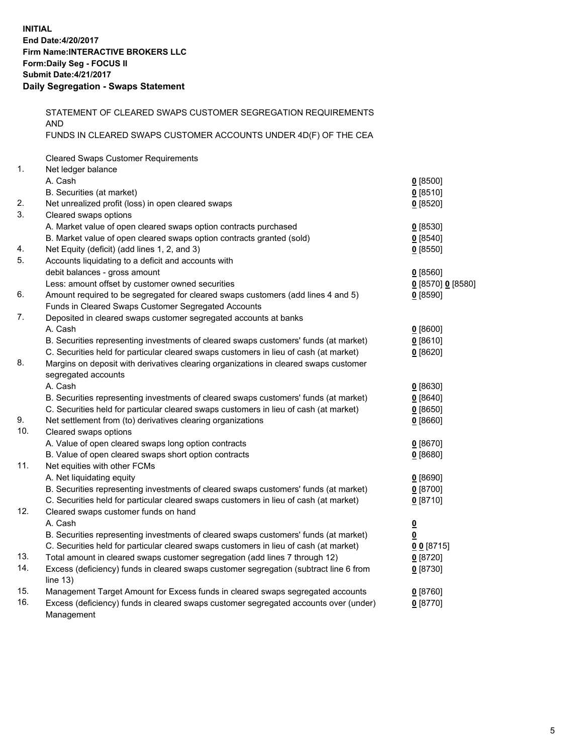**INITIAL**
**End Date:4/20/2017**
**Firm Name:INTERACTIVE BROKERS LLC**
**Form:Daily Seg - FOCUS II**
**Submit Date:4/21/2017**
**Daily Segregation - Swaps Statement**

STATEMENT OF CLEARED SWAPS CUSTOMER SEGREGATION REQUIREMENTS
AND
FUNDS IN CLEARED SWAPS CUSTOMER ACCOUNTS UNDER 4D(F) OF THE CEA

| | | |
|---|---|---|
| | Cleared Swaps Customer Requirements | |
| 1. | Net ledger balance | |
| | A. Cash | 0 [8500] |
| | B. Securities (at market) | 0 [8510] |
| 2. | Net unrealized profit (loss) in open cleared swaps | 0 [8520] |
| 3. | Cleared swaps options | |
| | A. Market value of open cleared swaps option contracts purchased | 0 [8530] |
| | B. Market value of open cleared swaps option contracts granted (sold) | 0 [8540] |
| 4. | Net Equity (deficit) (add lines 1, 2, and 3) | 0 [8550] |
| 5. | Accounts liquidating to a deficit and accounts with | |
| | debit balances - gross amount | 0 [8560] |
| | Less: amount offset by customer owned securities | 0 [8570] 0 [8580] |
| 6. | Amount required to be segregated for cleared swaps customers (add lines 4 and 5) | 0 [8590] |
| | Funds in Cleared Swaps Customer Segregated Accounts | |
| 7. | Deposited in cleared swaps customer segregated accounts at banks | |
| | A. Cash | 0 [8600] |
| | B. Securities representing investments of cleared swaps customers' funds (at market) | 0 [8610] |
| | C. Securities held for particular cleared swaps customers in lieu of cash (at market) | 0 [8620] |
| 8. | Margins on deposit with derivatives clearing organizations in cleared swaps customer segregated accounts | |
| | A. Cash | 0 [8630] |
| | B. Securities representing investments of cleared swaps customers' funds (at market) | 0 [8640] |
| | C. Securities held for particular cleared swaps customers in lieu of cash (at market) | 0 [8650] |
| 9. | Net settlement from (to) derivatives clearing organizations | 0 [8660] |
| 10. | Cleared swaps options | |
| | A. Value of open cleared swaps long option contracts | 0 [8670] |
| | B. Value of open cleared swaps short option contracts | 0 [8680] |
| 11. | Net equities with other FCMs | |
| | A. Net liquidating equity | 0 [8690] |
| | B. Securities representing investments of cleared swaps customers' funds (at market) | 0 [8700] |
| | C. Securities held for particular cleared swaps customers in lieu of cash (at market) | 0 [8710] |
| 12. | Cleared swaps customer funds on hand | |
| | A. Cash | 0 |
| | B. Securities representing investments of cleared swaps customers' funds (at market) | 0 |
| | C. Securities held for particular cleared swaps customers in lieu of cash (at market) | 0 0 [8715] |
| 13. | Total amount in cleared swaps customer segregation (add lines 7 through 12) | 0 [8720] |
| 14. | Excess (deficiency) funds in cleared swaps customer segregation (subtract line 6 from line 13) | 0 [8730] |
| 15. | Management Target Amount for Excess funds in cleared swaps segregated accounts | 0 [8760] |
| 16. | Excess (deficiency) funds in cleared swaps customer segregated accounts over (under) Management | 0 [8770] |